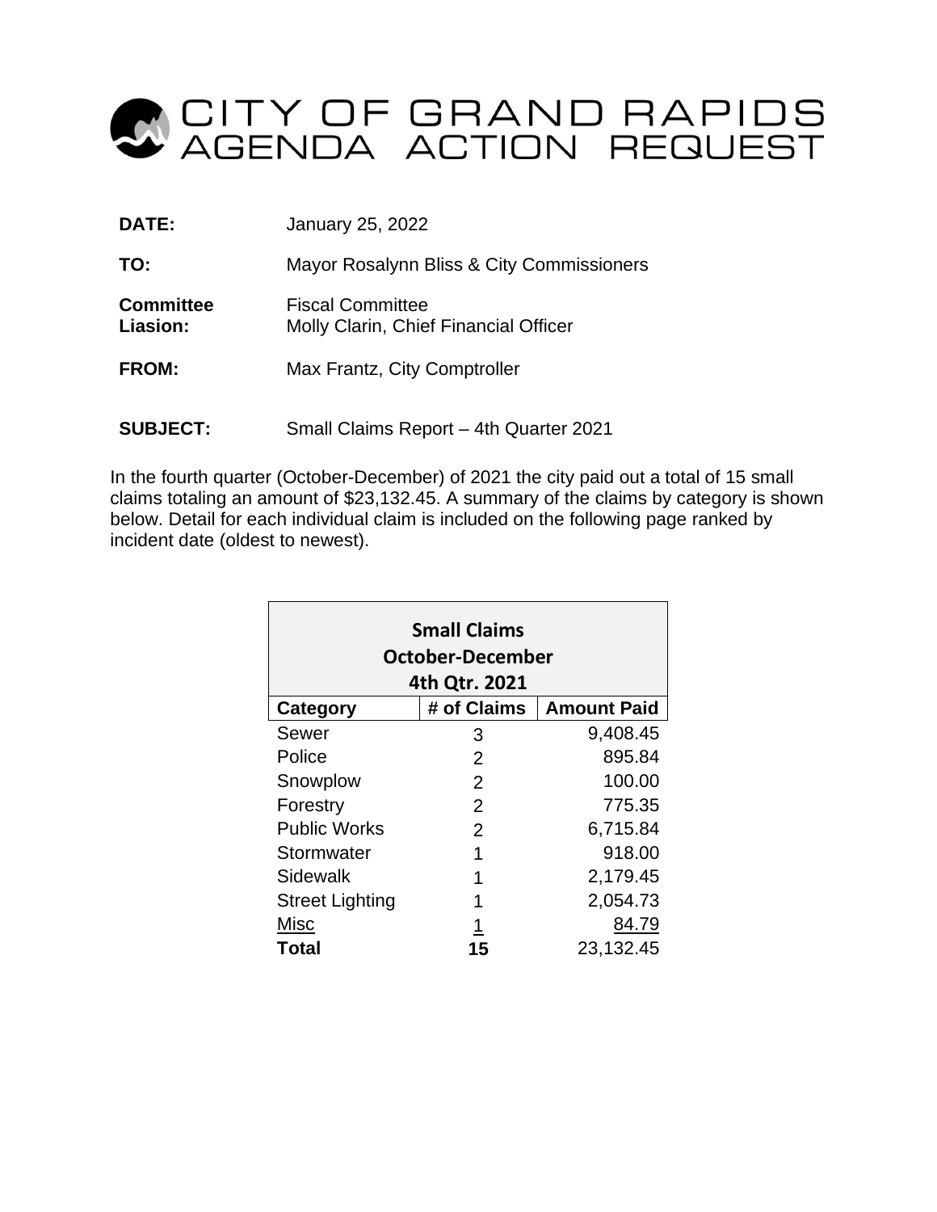# CITY OF GRAND RAPIDS AGENDA ACTION REQUEST

**DATE:** January 25, 2022

**TO:** Mayor Rosalynn Bliss & City Commissioners

**Committee Liasion:** Fiscal Committee
Molly Clarin, Chief Financial Officer

**FROM:** Max Frantz, City Comptroller

**SUBJECT:** Small Claims Report – 4th Quarter 2021

In the fourth quarter (October-December) of 2021 the city paid out a total of 15 small claims totaling an amount of $23,132.45. A summary of the claims by category is shown below. Detail for each individual claim is included on the following page ranked by incident date (oldest to newest).

| Small Claims October-December 4th Qtr. 2021 | | |
|---|---|---|
| **Category** | **# of Claims** | **Amount Paid** |
| Sewer | 3 | 9,408.45 |
| Police | 2 | 895.84 |
| Snowplow | 2 | 100.00 |
| Forestry | 2 | 775.35 |
| Public Works | 2 | 6,715.84 |
| Stormwater | 1 | 918.00 |
| Sidewalk | 1 | 2,179.45 |
| Street Lighting | 1 | 2,054.73 |
| Misc | 1 | 84.79 |
| **Total** | **15** | 23,132.45 |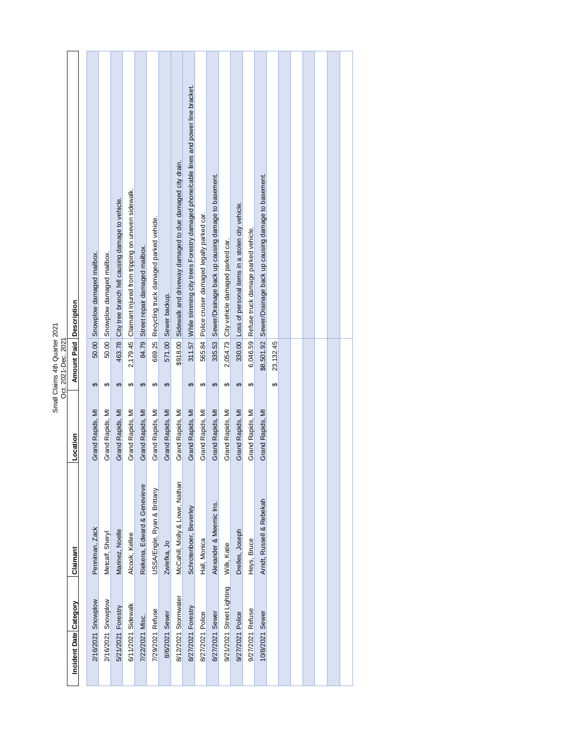# Small Claims 4th Quarter 2021

Oct. 2021-Dec. 2021

| Incident Date | Category | Claimant | Location | Amount Paid | Description |
|---|---|---|---|---|---|
| 2/16/2021 | Snowplow | Penniman, Zack | Grand Rapids, MI | $ 50.00 | Snowplow damaged mailbox. |
| 2/16/2021 | Snowplow | Metcalf, Sheryl | Grand Rapids, MI | $ 50.00 | Snowplow damaged mailbox. |
| 5/21/2021 | Forestry | Marinez, Noelle | Grand Rapids, MI | $ 463.78 | City tree branch fell causing damage to vehicle. |
| 6/11/2021 | Sidewalk | Alcook, Kellee | Grand Rapids, MI | $ 2,179.45 | Claimant injured from tripping on uneven sidewalk. |
| 7/22/2021 | Misc. | Riekena, Edward & Genevieve | Grand Rapids, MI | $ 84.79 | Street repair damaged mailbox. |
| 7/29/2021 | Refuse | USSA/Engle, Ryan & Brittany | Grand Rapids, MI | $ 669.25 | Recycling truck damaged parked vehicle. |
| 8/6/2021 | Sewer | Zwiefka, Jo | Grand Rapids, MI | $ 571.00 | Sewer backup. |
| 8/12/2021 | Stormwater | McCahill, Molly & Lowe, Nathan | Grand Rapids, MI | $918.00 | Sidewalk and driveway damaged to due damaged city drain. |
| 8/27/2021 | Forestry | Schrotenboer, Beverley | Grand Rapids, MI | $ 311.57 | While trimming city trees Forestry damaged phone/cable lines and power line bracket. |
| 8/27/2021 | Police | Hall, Monica | Grand Rapids, MI | $ 565.84 | Police cruiser damaged legally parked car. |
| 8/27/2021 | Sewer | Alexander & Meemic Ins. | Grand Rapids, MI | $ 335.53 | Sewer/Drainage back up causing damage to basement. |
| 9/21/2021 | Street Lighting | Wilk, Katie | Grand Rapids, MI | $ 2,054.73 | City vehicle damaged parked car. |
| 9/27/2021 | Police | Drelles, Joseph | Grand Rapids, MI | $ 330.00 | Loss of personal items in a stolen city vehicle. |
| 9/27/2021 | Refuse | Heys, Bruce | Grand Rapids, MI | $ 6,046.59 | Refuse truck damage parked vehicle. |
| 10/8/2021 | Sewer | Arndt, Russell & Rebekah | Grand Rapids, MI | $8,501.92 | Sewer/Drainage back up causing damage to basement. |
| | | | | $ 23,132.45 | |